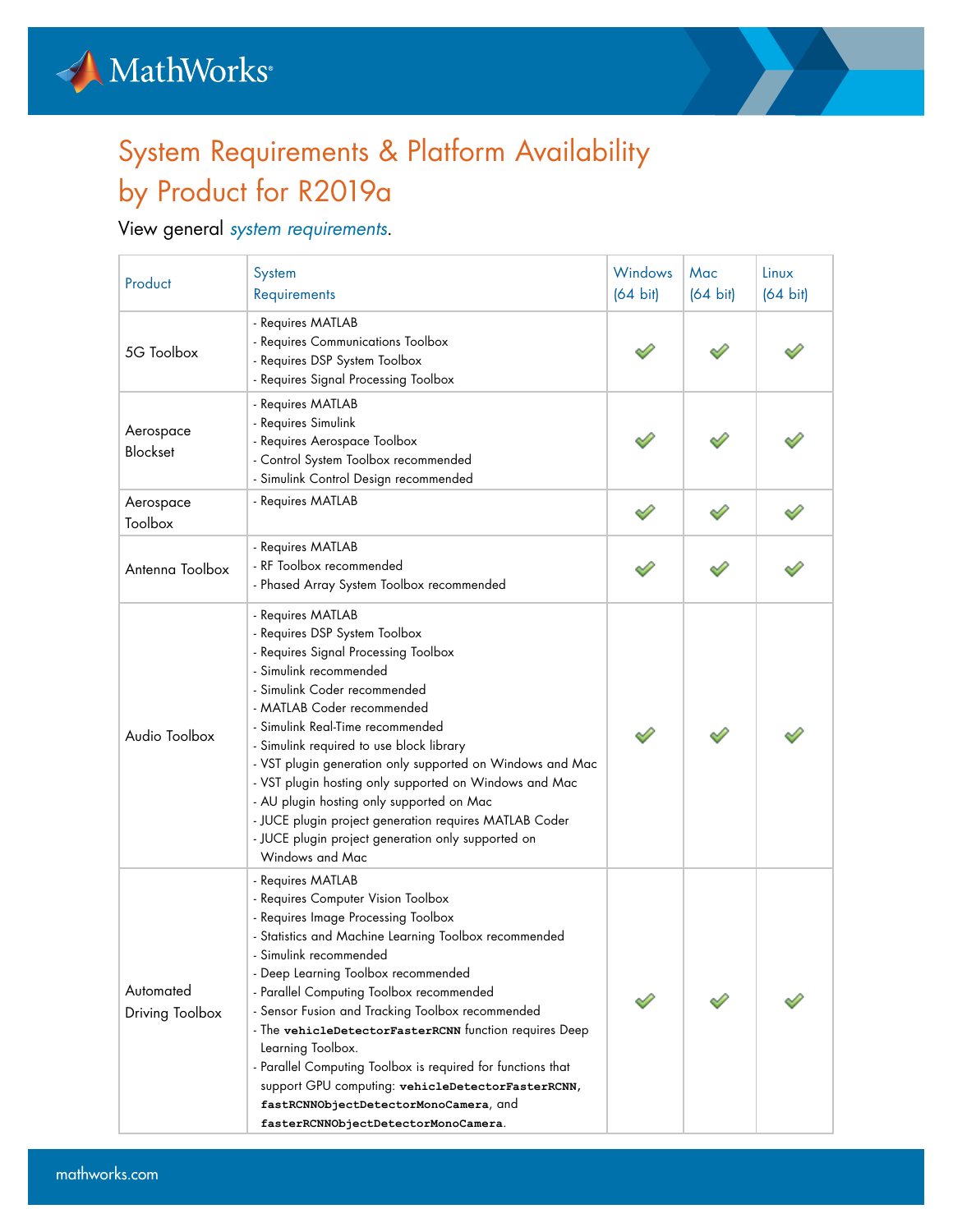# System Requirements & Platform Availability by Product for R2019a

View general *system requirements*.

| Product | System Requirements | Windows (64 bit) | Mac (64 bit) | Linux (64 bit) |
|---|---|---|---|---|
| 5G Toolbox | - Requires MATLAB<br>- Requires Communications Toolbox<br>- Requires DSP System Toolbox<br>- Requires Signal Processing Toolbox | ✔ | ✔ | ✔ |
| Aerospace Blockset | - Requires MATLAB<br>- Requires Simulink<br>- Requires Aerospace Toolbox<br>- Control System Toolbox recommended<br>- Simulink Control Design recommended | ✔ | ✔ | ✔ |
| Aerospace Toolbox | - Requires MATLAB | ✔ | ✔ | ✔ |
| Antenna Toolbox | - Requires MATLAB<br>- RF Toolbox recommended<br>- Phased Array System Toolbox recommended | ✔ | ✔ | ✔ |
| Audio Toolbox | - Requires MATLAB<br>- Requires DSP System Toolbox<br>- Requires Signal Processing Toolbox<br>- Simulink recommended<br>- Simulink Coder recommended<br>- MATLAB Coder recommended<br>- Simulink Real-Time recommended<br>- Simulink required to use block library<br>- VST plugin generation only supported on Windows and Mac<br>- VST plugin hosting only supported on Windows and Mac<br>- AU plugin hosting only supported on Mac<br>- JUCE plugin project generation requires MATLAB Coder<br>- JUCE plugin project generation only supported on Windows and Mac | ✔ | ✔ | ✔ |
| Automated Driving Toolbox | - Requires MATLAB<br>- Requires Computer Vision Toolbox<br>- Requires Image Processing Toolbox<br>- Statistics and Machine Learning Toolbox recommended<br>- Simulink recommended<br>- Deep Learning Toolbox recommended<br>- Parallel Computing Toolbox recommended<br>- Sensor Fusion and Tracking Toolbox recommended<br>- The `vehicleDetectorFasterRCNN` function requires Deep Learning Toolbox.<br>- Parallel Computing Toolbox is required for functions that support GPU computing: `vehicleDetectorFasterRCNN`, `fastRCNNObjectDetectorMonoCamera`, and `fasterRCNNObjectDetectorMonoCamera`. | ✔ | ✔ | ✔ |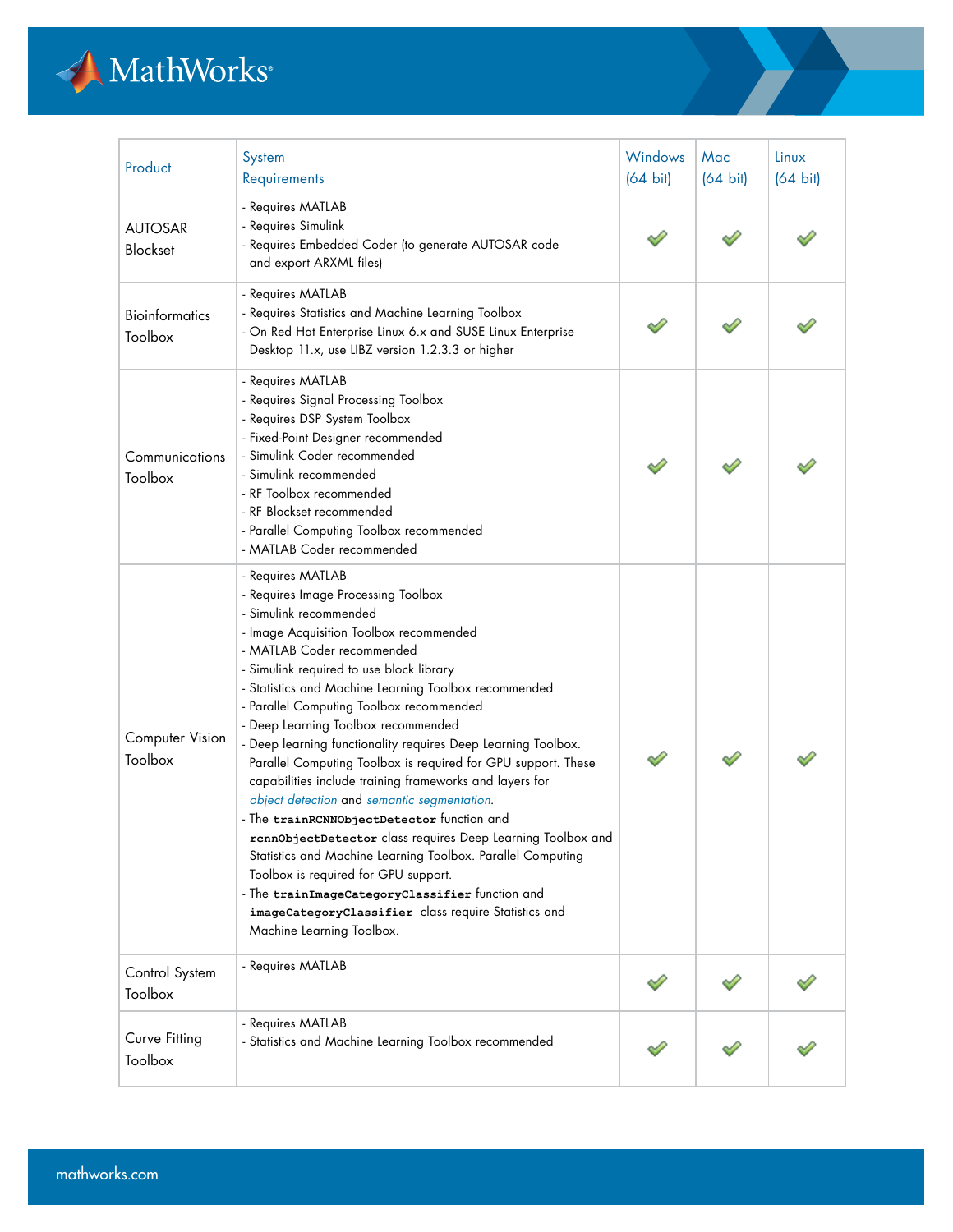| Product | System Requirements | Windows (64 bit) | Mac (64 bit) | Linux (64 bit) |
|---|---|---|---|---|
| AUTOSAR Blockset | - Requires MATLAB<br>- Requires Simulink<br>- Requires Embedded Coder (to generate AUTOSAR code and export ARXML files) | ✔ | ✔ | ✔ |
| Bioinformatics Toolbox | - Requires MATLAB<br>- Requires Statistics and Machine Learning Toolbox<br>- On Red Hat Enterprise Linux 6.x and SUSE Linux Enterprise Desktop 11.x, use LIBZ version 1.2.3.3 or higher | ✔ | ✔ | ✔ |
| Communications Toolbox | - Requires MATLAB<br>- Requires Signal Processing Toolbox<br>- Requires DSP System Toolbox<br>- Fixed-Point Designer recommended<br>- Simulink Coder recommended<br>- Simulink recommended<br>- RF Toolbox recommended<br>- RF Blockset recommended<br>- Parallel Computing Toolbox recommended<br>- MATLAB Coder recommended | ✔ | ✔ | ✔ |
| Computer Vision Toolbox | - Requires MATLAB<br>- Requires Image Processing Toolbox<br>- Simulink recommended<br>- Image Acquisition Toolbox recommended<br>- MATLAB Coder recommended<br>- Simulink required to use block library<br>- Statistics and Machine Learning Toolbox recommended<br>- Parallel Computing Toolbox recommended<br>- Deep Learning Toolbox recommended<br>- Deep learning functionality requires Deep Learning Toolbox. Parallel Computing Toolbox is required for GPU support. These capabilities include training frameworks and layers for *object detection* and *semantic segmentation*.<br>- The `trainRCNNObjectDetector` function and `rcnnObjectDetector` class requires Deep Learning Toolbox and Statistics and Machine Learning Toolbox. Parallel Computing Toolbox is required for GPU support.<br>- The `trainImageCategoryClassifier` function and `imageCategoryClassifier` class require Statistics and Machine Learning Toolbox. | ✔ | ✔ | ✔ |
| Control System Toolbox | - Requires MATLAB | ✔ | ✔ | ✔ |
| Curve Fitting Toolbox | - Requires MATLAB<br>- Statistics and Machine Learning Toolbox recommended | ✔ | ✔ | ✔ |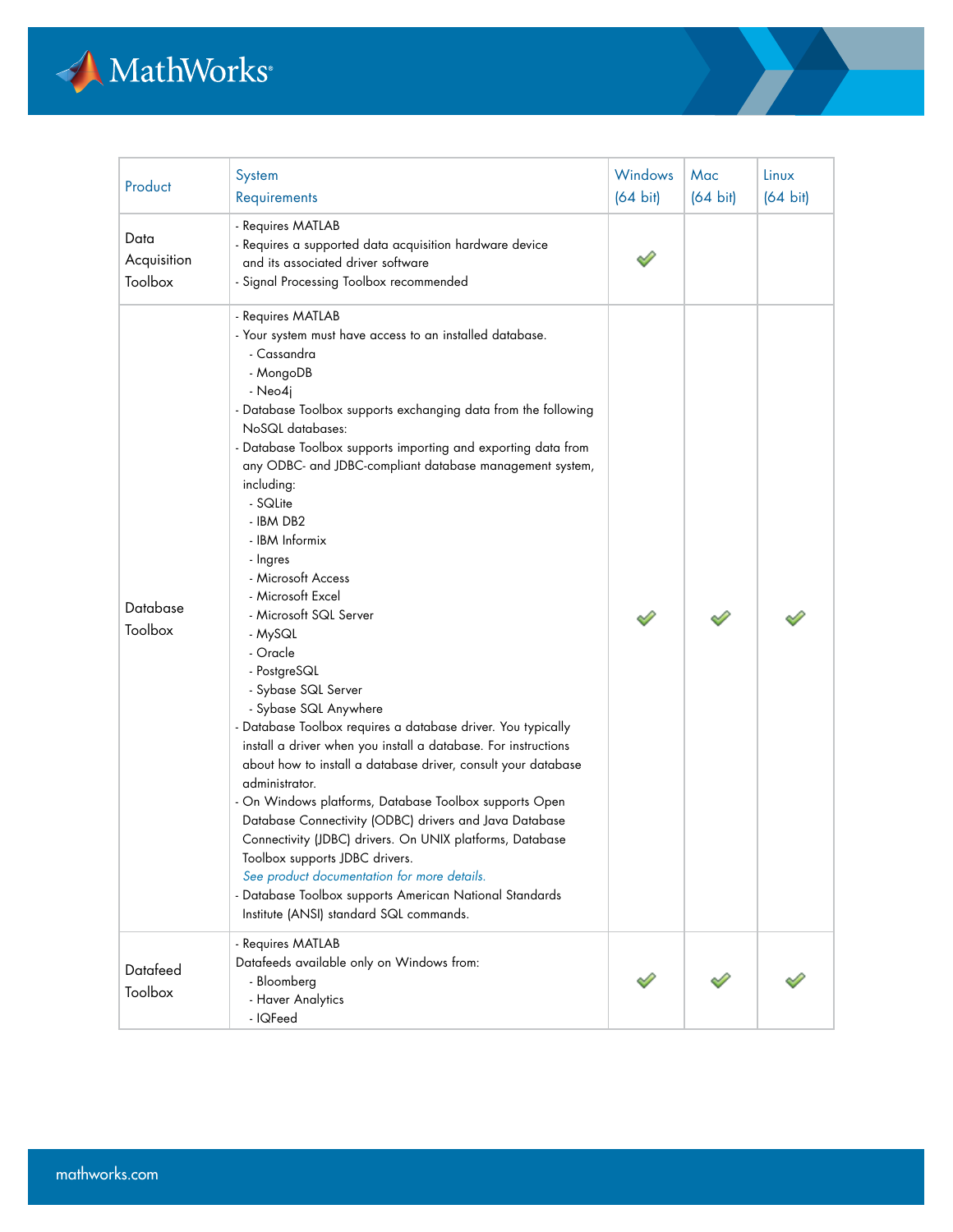| Product | System Requirements | Windows (64 bit) | Mac (64 bit) | Linux (64 bit) |
|---|---|---|---|---|
| Data Acquisition Toolbox | - Requires MATLAB<br>- Requires a supported data acquisition hardware device and its associated driver software<br>- Signal Processing Toolbox recommended | ✔ | | |
| Database Toolbox | - Requires MATLAB<br>- Your system must have access to an installed database.<br>  - Cassandra<br>  - MongoDB<br>  - Neo4j<br>- Database Toolbox supports exchanging data from the following NoSQL databases:<br>- Database Toolbox supports importing and exporting data from any ODBC- and JDBC-compliant database management system, including:<br>  - SQLite<br>  - IBM DB2<br>  - IBM Informix<br>  - Ingres<br>  - Microsoft Access<br>  - Microsoft Excel<br>  - Microsoft SQL Server<br>  - MySQL<br>  - Oracle<br>  - PostgreSQL<br>  - Sybase SQL Server<br>  - Sybase SQL Anywhere<br>- Database Toolbox requires a database driver. You typically install a driver when you install a database. For instructions about how to install a database driver, consult your database administrator.<br>- On Windows platforms, Database Toolbox supports Open Database Connectivity (ODBC) drivers and Java Database Connectivity (JDBC) drivers. On UNIX platforms, Database Toolbox supports JDBC drivers.<br>*See product documentation for more details.*<br>- Database Toolbox supports American National Standards Institute (ANSI) standard SQL commands. | ✔ | ✔ | ✔ |
| Datafeed Toolbox | - Requires MATLAB<br>Datafeeds available only on Windows from:<br>  - Bloomberg<br>  - Haver Analytics<br>  - IQFeed | ✔ | ✔ | ✔ |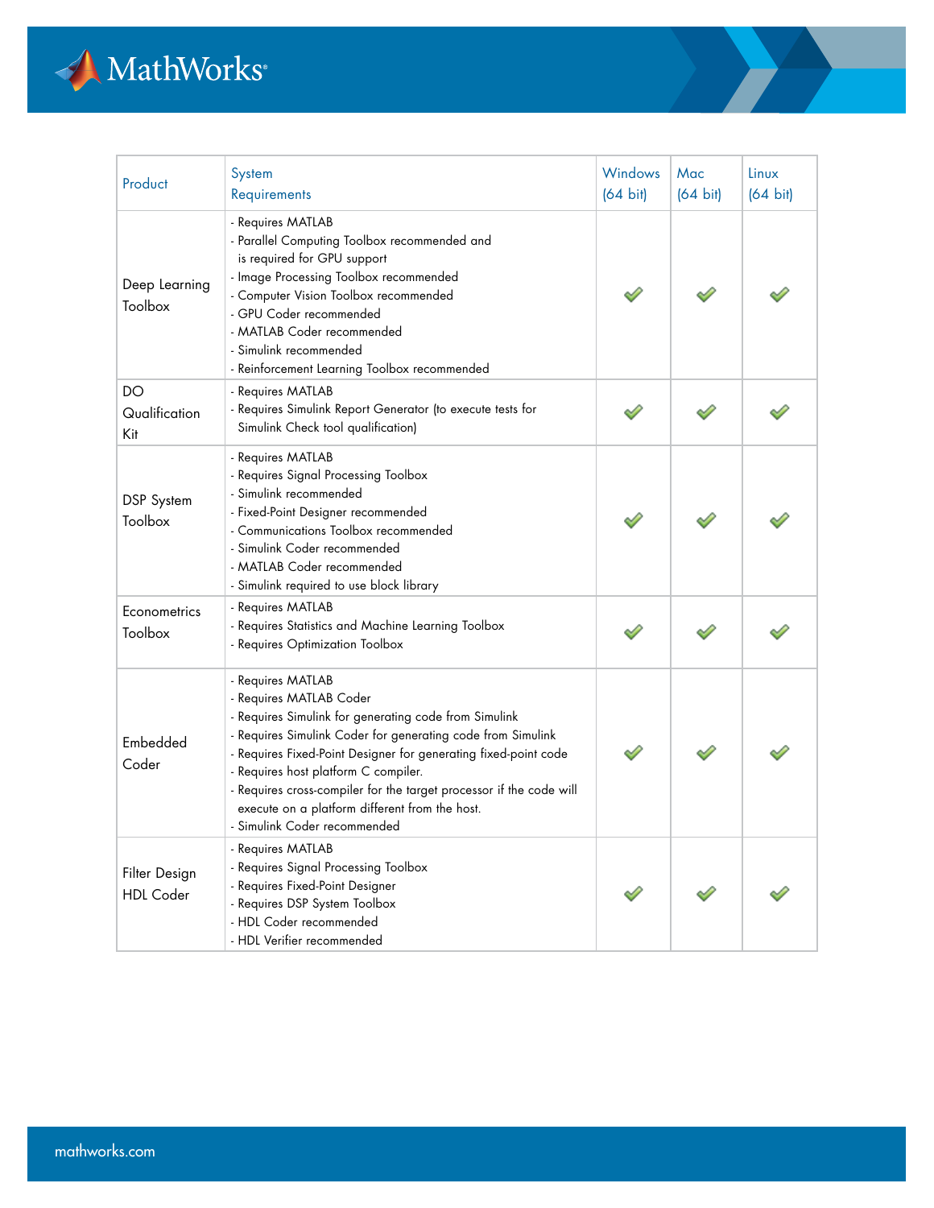| Product | System Requirements | Windows (64 bit) | Mac (64 bit) | Linux (64 bit) |
|---|---|---|---|---|
| Deep Learning Toolbox | - Requires MATLAB<br>- Parallel Computing Toolbox recommended and is required for GPU support<br>- Image Processing Toolbox recommended<br>- Computer Vision Toolbox recommended<br>- GPU Coder recommended<br>- MATLAB Coder recommended<br>- Simulink recommended<br>- Reinforcement Learning Toolbox recommended | ✓ | ✓ | ✓ |
| DO Qualification Kit | - Requires MATLAB<br>- Requires Simulink Report Generator (to execute tests for Simulink Check tool qualification) | ✓ | ✓ | ✓ |
| DSP System Toolbox | - Requires MATLAB<br>- Requires Signal Processing Toolbox<br>- Simulink recommended<br>- Fixed-Point Designer recommended<br>- Communications Toolbox recommended<br>- Simulink Coder recommended<br>- MATLAB Coder recommended<br>- Simulink required to use block library | ✓ | ✓ | ✓ |
| Econometrics Toolbox | - Requires MATLAB<br>- Requires Statistics and Machine Learning Toolbox<br>- Requires Optimization Toolbox | ✓ | ✓ | ✓ |
| Embedded Coder | - Requires MATLAB<br>- Requires MATLAB Coder<br>- Requires Simulink for generating code from Simulink<br>- Requires Simulink Coder for generating code from Simulink<br>- Requires Fixed-Point Designer for generating fixed-point code<br>- Requires host platform C compiler.<br>- Requires cross-compiler for the target processor if the code will execute on a platform different from the host.<br>- Simulink Coder recommended | ✓ | ✓ | ✓ |
| Filter Design HDL Coder | - Requires MATLAB<br>- Requires Signal Processing Toolbox<br>- Requires Fixed-Point Designer<br>- Requires DSP System Toolbox<br>- HDL Coder recommended<br>- HDL Verifier recommended | ✓ | ✓ | ✓ |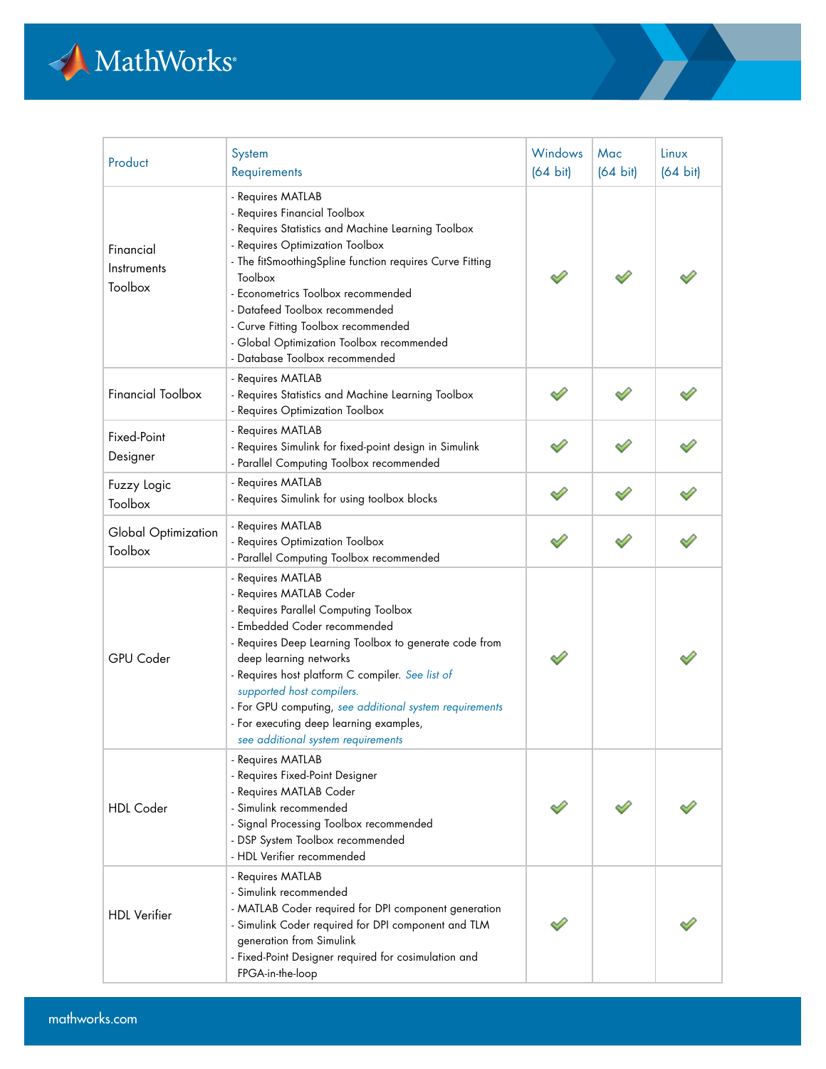| Product | System Requirements | Windows (64 bit) | Mac (64 bit) | Linux (64 bit) |
|---|---|---|---|---|
| Financial Instruments Toolbox | - Requires MATLAB<br>- Requires Financial Toolbox<br>- Requires Statistics and Machine Learning Toolbox<br>- Requires Optimization Toolbox<br>- The fitSmoothingSpline function requires Curve Fitting Toolbox<br>- Econometrics Toolbox recommended<br>- Datafeed Toolbox recommended<br>- Curve Fitting Toolbox recommended<br>- Global Optimization Toolbox recommended<br>- Database Toolbox recommended | ✓ | ✓ | ✓ |
| Financial Toolbox | - Requires MATLAB<br>- Requires Statistics and Machine Learning Toolbox<br>- Requires Optimization Toolbox | ✓ | ✓ | ✓ |
| Fixed-Point Designer | - Requires MATLAB<br>- Requires Simulink for fixed-point design in Simulink<br>- Parallel Computing Toolbox recommended | ✓ | ✓ | ✓ |
| Fuzzy Logic Toolbox | - Requires MATLAB<br>- Requires Simulink for using toolbox blocks | ✓ | ✓ | ✓ |
| Global Optimization Toolbox | - Requires MATLAB<br>- Requires Optimization Toolbox<br>- Parallel Computing Toolbox recommended | ✓ | ✓ | ✓ |
| GPU Coder | - Requires MATLAB<br>- Requires MATLAB Coder<br>- Requires Parallel Computing Toolbox<br>- Embedded Coder recommended<br>- Requires Deep Learning Toolbox to generate code from deep learning networks<br>- Requires host platform C compiler. *See list of supported host compilers.*<br>- For GPU computing, *see additional system requirements*<br>- For executing deep learning examples, *see additional system requirements* | ✓ | | ✓ |
| HDL Coder | - Requires MATLAB<br>- Requires Fixed-Point Designer<br>- Requires MATLAB Coder<br>- Simulink recommended<br>- Signal Processing Toolbox recommended<br>- DSP System Toolbox recommended<br>- HDL Verifier recommended | ✓ | ✓ | ✓ |
| HDL Verifier | - Requires MATLAB<br>- Simulink recommended<br>- MATLAB Coder required for DPI component generation<br>- Simulink Coder required for DPI component and TLM generation from Simulink<br>- Fixed-Point Designer required for cosimulation and FPGA-in-the-loop | ✓ | | ✓ |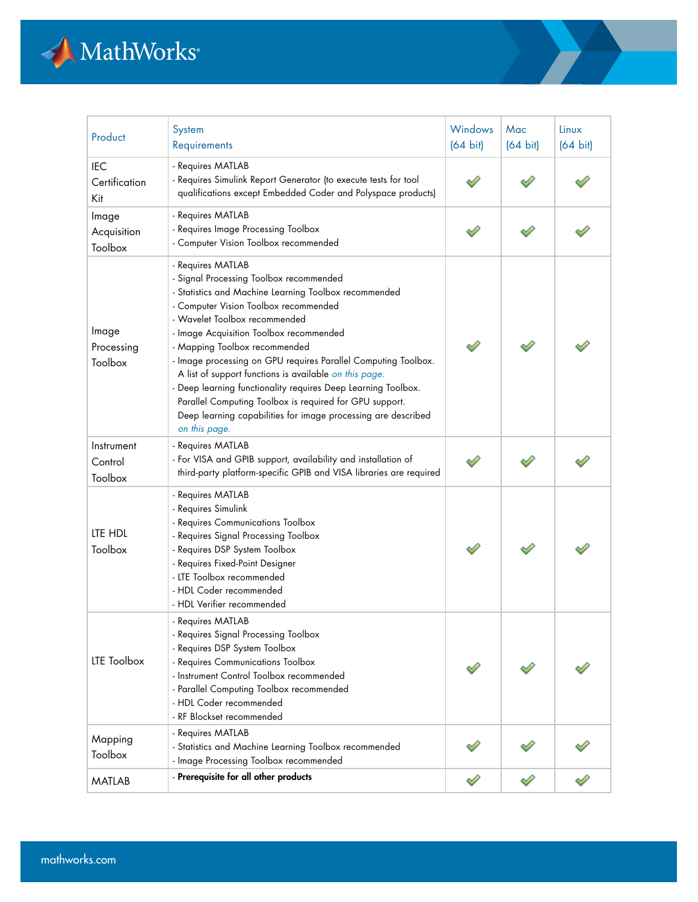| Product | System Requirements | Windows (64 bit) | Mac (64 bit) | Linux (64 bit) |
|---|---|---|---|---|
| IEC Certification Kit | - Requires MATLAB<br>- Requires Simulink Report Generator (to execute tests for tool qualifications except Embedded Coder and Polyspace products) | ✔ | ✔ | ✔ |
| Image Acquisition Toolbox | - Requires MATLAB<br>- Requires Image Processing Toolbox<br>- Computer Vision Toolbox recommended | ✔ | ✔ | ✔ |
| Image Processing Toolbox | - Requires MATLAB<br>- Signal Processing Toolbox recommended<br>- Statistics and Machine Learning Toolbox recommended<br>- Computer Vision Toolbox recommended<br>- Wavelet Toolbox recommended<br>- Image Acquisition Toolbox recommended<br>- Mapping Toolbox recommended<br>- Image processing on GPU requires Parallel Computing Toolbox. A list of support functions is available *on this page.*<br>- Deep learning functionality requires Deep Learning Toolbox. Parallel Computing Toolbox is required for GPU support. Deep learning capabilities for image processing are described *on this page.* | ✔ | ✔ | ✔ |
| Instrument Control Toolbox | - Requires MATLAB<br>- For VISA and GPIB support, availability and installation of third-party platform-specific GPIB and VISA libraries are required | ✔ | ✔ | ✔ |
| LTE HDL Toolbox | - Requires MATLAB<br>- Requires Simulink<br>- Requires Communications Toolbox<br>- Requires Signal Processing Toolbox<br>- Requires DSP System Toolbox<br>- Requires Fixed-Point Designer<br>- LTE Toolbox recommended<br>- HDL Coder recommended<br>- HDL Verifier recommended | ✔ | ✔ | ✔ |
| LTE Toolbox | - Requires MATLAB<br>- Requires Signal Processing Toolbox<br>- Requires DSP System Toolbox<br>- Requires Communications Toolbox<br>- Instrument Control Toolbox recommended<br>- Parallel Computing Toolbox recommended<br>- HDL Coder recommended<br>- RF Blockset recommended | ✔ | ✔ | ✔ |
| Mapping Toolbox | - Requires MATLAB<br>- Statistics and Machine Learning Toolbox recommended<br>- Image Processing Toolbox recommended | ✔ | ✔ | ✔ |
| MATLAB | - **Prerequisite for all other products** | ✔ | ✔ | ✔ |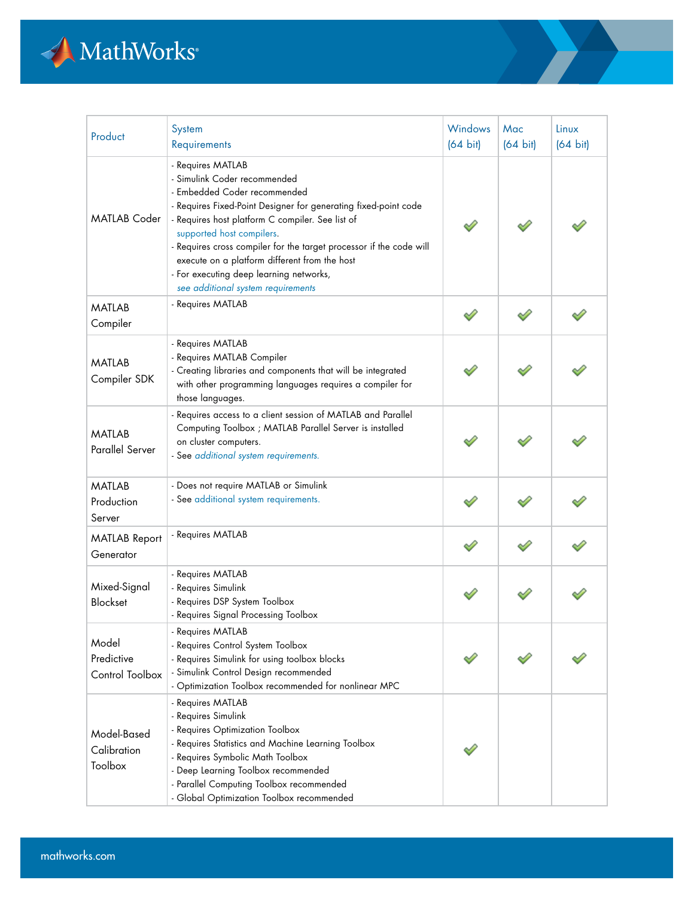| Product | System Requirements | Windows (64 bit) | Mac (64 bit) | Linux (64 bit) |
|---|---|---|---|---|
| MATLAB Coder | - Requires MATLAB<br>- Simulink Coder recommended<br>- Embedded Coder recommended<br>- Requires Fixed-Point Designer for generating fixed-point code<br>- Requires host platform C compiler. See list of supported host compilers.<br>- Requires cross compiler for the target processor if the code will execute on a platform different from the host<br>- For executing deep learning networks, *see additional system requirements* | ✓ | ✓ | ✓ |
| MATLAB Compiler | - Requires MATLAB | ✓ | ✓ | ✓ |
| MATLAB Compiler SDK | - Requires MATLAB<br>- Requires MATLAB Compiler<br>- Creating libraries and components that will be integrated with other programming languages requires a compiler for those languages. | ✓ | ✓ | ✓ |
| MATLAB Parallel Server | - Requires access to a client session of MATLAB and Parallel Computing Toolbox ; MATLAB Parallel Server is installed on cluster computers.<br>- See *additional system requirements.* | ✓ | ✓ | ✓ |
| MATLAB Production Server | - Does not require MATLAB or Simulink<br>- See additional system requirements. | ✓ | ✓ | ✓ |
| MATLAB Report Generator | - Requires MATLAB | ✓ | ✓ | ✓ |
| Mixed-Signal Blockset | - Requires MATLAB<br>- Requires Simulink<br>- Requires DSP System Toolbox<br>- Requires Signal Processing Toolbox | ✓ | ✓ | ✓ |
| Model Predictive Control Toolbox | - Requires MATLAB<br>- Requires Control System Toolbox<br>- Requires Simulink for using toolbox blocks<br>- Simulink Control Design recommended<br>- Optimization Toolbox recommended for nonlinear MPC | ✓ | ✓ | ✓ |
| Model-Based Calibration Toolbox | - Requires MATLAB<br>- Requires Simulink<br>- Requires Optimization Toolbox<br>- Requires Statistics and Machine Learning Toolbox<br>- Requires Symbolic Math Toolbox<br>- Deep Learning Toolbox recommended<br>- Parallel Computing Toolbox recommended<br>- Global Optimization Toolbox recommended | ✓ | | |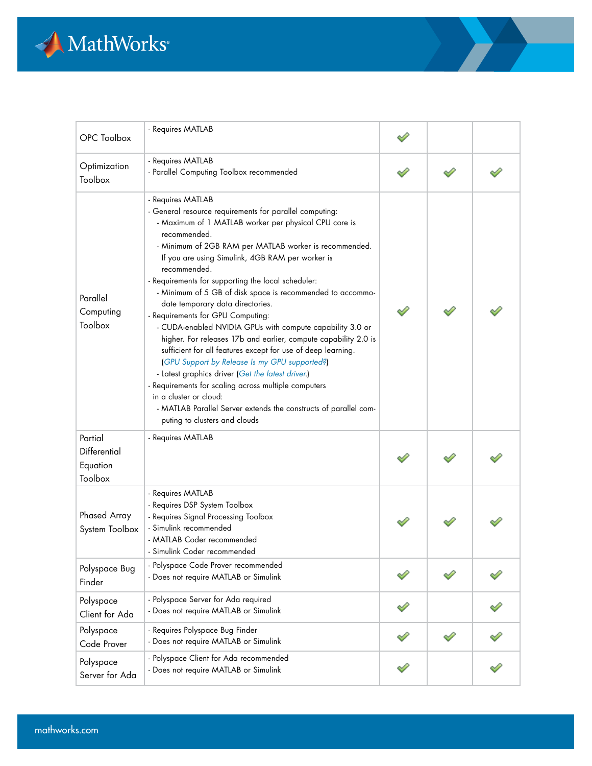|  |  |  |  |  |
|---|---|---|---|---|
| OPC Toolbox | - Requires MATLAB | ✔ |  |  |
| Optimization Toolbox | - Requires MATLAB<br>- Parallel Computing Toolbox recommended | ✔ | ✔ | ✔ |
| Parallel Computing Toolbox | - Requires MATLAB<br>- General resource requirements for parallel computing:<br>  - Maximum of 1 MATLAB worker per physical CPU core is recommended.<br>  - Minimum of 2GB RAM per MATLAB worker is recommended. If you are using Simulink, 4GB RAM per worker is recommended.<br>- Requirements for supporting the local scheduler:<br>  - Minimum of 5 GB of disk space is recommended to accommodate temporary data directories.<br>- Requirements for GPU Computing:<br>  - CUDA-enabled NVIDIA GPUs with compute capability 3.0 or higher. For releases 17b and earlier, compute capability 2.0 is sufficient for all features except for use of deep learning. (*GPU Support by Release Is my GPU supported?*)<br>  - Latest graphics driver (*Get the latest driver.*)<br>- Requirements for scaling across multiple computers in a cluster or cloud:<br>  - MATLAB Parallel Server extends the constructs of parallel computing to clusters and clouds | ✔ | ✔ | ✔ |
| Partial Differential Equation Toolbox | - Requires MATLAB | ✔ | ✔ | ✔ |
| Phased Array System Toolbox | - Requires MATLAB<br>- Requires DSP System Toolbox<br>- Requires Signal Processing Toolbox<br>- Simulink recommended<br>- MATLAB Coder recommended<br>- Simulink Coder recommended | ✔ | ✔ | ✔ |
| Polyspace Bug Finder | - Polyspace Code Prover recommended<br>- Does not require MATLAB or Simulink | ✔ | ✔ | ✔ |
| Polyspace Client for Ada | - Polyspace Server for Ada required<br>- Does not require MATLAB or Simulink | ✔ |  | ✔ |
| Polyspace Code Prover | - Requires Polyspace Bug Finder<br>- Does not require MATLAB or Simulink | ✔ | ✔ | ✔ |
| Polyspace Server for Ada | - Polyspace Client for Ada recommended<br>- Does not require MATLAB or Simulink | ✔ |  | ✔ |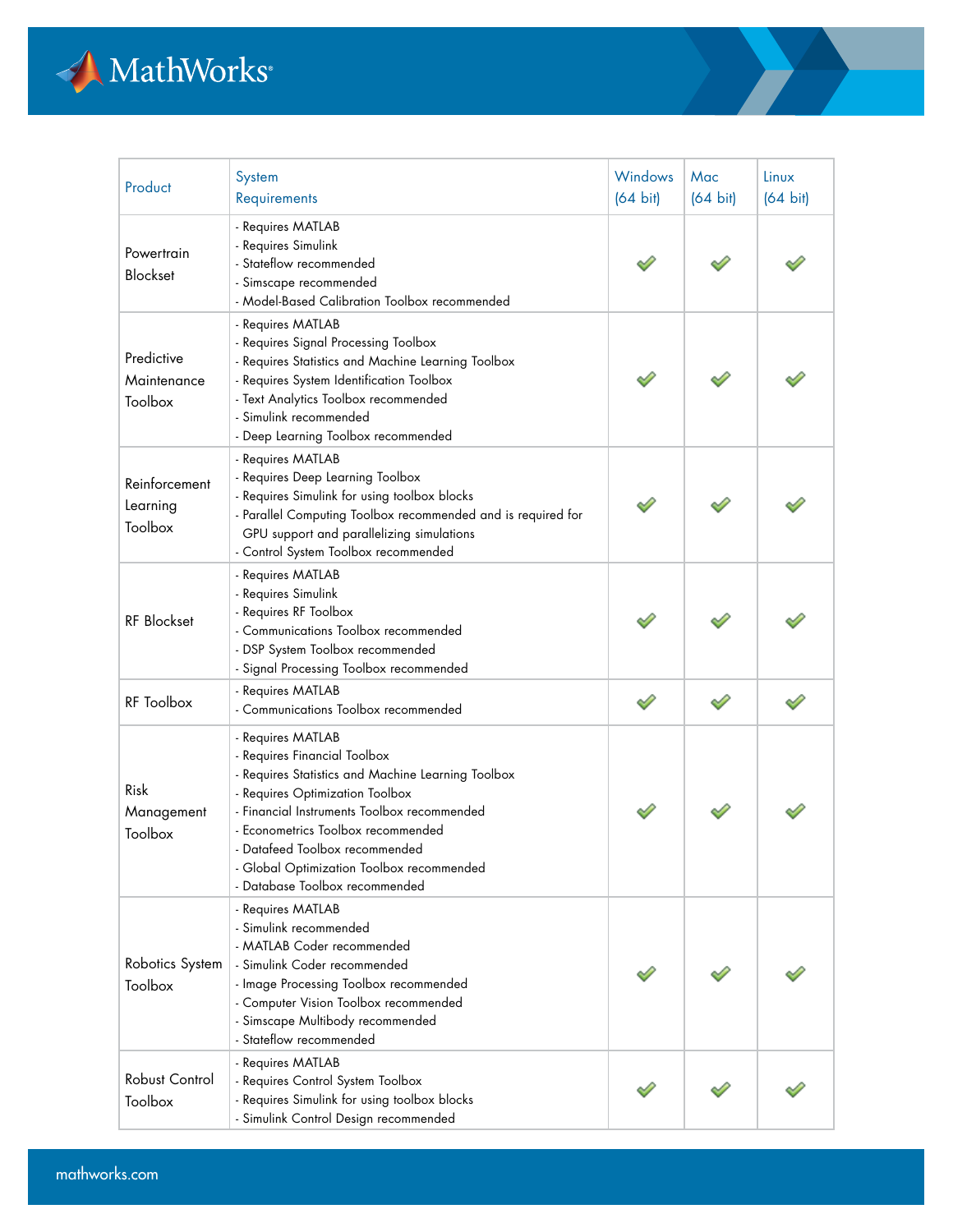| Product | System Requirements | Windows (64 bit) | Mac (64 bit) | Linux (64 bit) |
|---|---|---|---|---|
| Powertrain Blockset | - Requires MATLAB<br>- Requires Simulink<br>- Stateflow recommended<br>- Simscape recommended<br>- Model-Based Calibration Toolbox recommended | ✓ | ✓ | ✓ |
| Predictive Maintenance Toolbox | - Requires MATLAB<br>- Requires Signal Processing Toolbox<br>- Requires Statistics and Machine Learning Toolbox<br>- Requires System Identification Toolbox<br>- Text Analytics Toolbox recommended<br>- Simulink recommended<br>- Deep Learning Toolbox recommended | ✓ | ✓ | ✓ |
| Reinforcement Learning Toolbox | - Requires MATLAB<br>- Requires Deep Learning Toolbox<br>- Requires Simulink for using toolbox blocks<br>- Parallel Computing Toolbox recommended and is required for GPU support and parallelizing simulations<br>- Control System Toolbox recommended | ✓ | ✓ | ✓ |
| RF Blockset | - Requires MATLAB<br>- Requires Simulink<br>- Requires RF Toolbox<br>- Communications Toolbox recommended<br>- DSP System Toolbox recommended<br>- Signal Processing Toolbox recommended | ✓ | ✓ | ✓ |
| RF Toolbox | - Requires MATLAB<br>- Communications Toolbox recommended | ✓ | ✓ | ✓ |
| Risk Management Toolbox | - Requires MATLAB<br>- Requires Financial Toolbox<br>- Requires Statistics and Machine Learning Toolbox<br>- Requires Optimization Toolbox<br>- Financial Instruments Toolbox recommended<br>- Econometrics Toolbox recommended<br>- Datafeed Toolbox recommended<br>- Global Optimization Toolbox recommended<br>- Database Toolbox recommended | ✓ | ✓ | ✓ |
| Robotics System Toolbox | - Requires MATLAB<br>- Simulink recommended<br>- MATLAB Coder recommended<br>- Simulink Coder recommended<br>- Image Processing Toolbox recommended<br>- Computer Vision Toolbox recommended<br>- Simscape Multibody recommended<br>- Stateflow recommended | ✓ | ✓ | ✓ |
| Robust Control Toolbox | - Requires MATLAB<br>- Requires Control System Toolbox<br>- Requires Simulink for using toolbox blocks<br>- Simulink Control Design recommended | ✓ | ✓ | ✓ |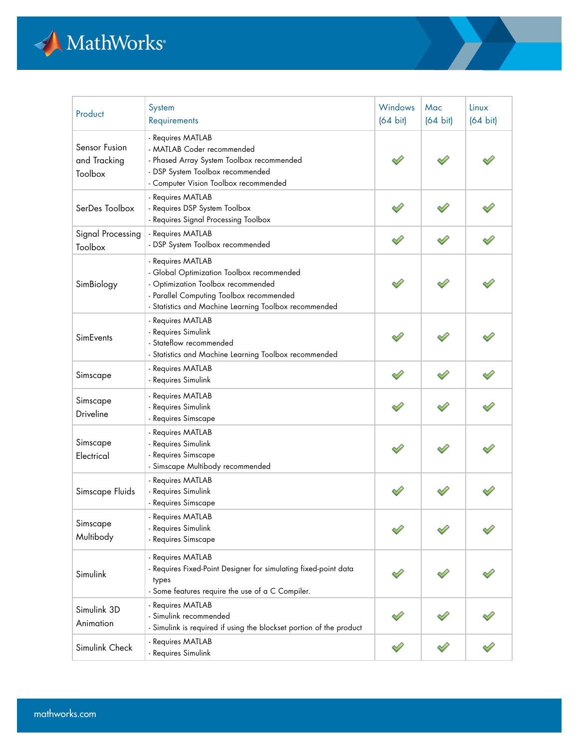| Product | System Requirements | Windows (64 bit) | Mac (64 bit) | Linux (64 bit) |
|---|---|---|---|---|
| Sensor Fusion and Tracking Toolbox | - Requires MATLAB<br>- MATLAB Coder recommended<br>- Phased Array System Toolbox recommended<br>- DSP System Toolbox recommended<br>- Computer Vision Toolbox recommended | ✓ | ✓ | ✓ |
| SerDes Toolbox | - Requires MATLAB<br>- Requires DSP System Toolbox<br>- Requires Signal Processing Toolbox | ✓ | ✓ | ✓ |
| Signal Processing Toolbox | - Requires MATLAB<br>- DSP System Toolbox recommended | ✓ | ✓ | ✓ |
| SimBiology | - Requires MATLAB<br>- Global Optimization Toolbox recommended<br>- Optimization Toolbox recommended<br>- Parallel Computing Toolbox recommended<br>- Statistics and Machine Learning Toolbox recommended | ✓ | ✓ | ✓ |
| SimEvents | - Requires MATLAB<br>- Requires Simulink<br>- Stateflow recommended<br>- Statistics and Machine Learning Toolbox recommended | ✓ | ✓ | ✓ |
| Simscape | - Requires MATLAB<br>- Requires Simulink | ✓ | ✓ | ✓ |
| Simscape Driveline | - Requires MATLAB<br>- Requires Simulink<br>- Requires Simscape | ✓ | ✓ | ✓ |
| Simscape Electrical | - Requires MATLAB<br>- Requires Simulink<br>- Requires Simscape<br>- Simscape Multibody recommended | ✓ | ✓ | ✓ |
| Simscape Fluids | - Requires MATLAB<br>- Requires Simulink<br>- Requires Simscape | ✓ | ✓ | ✓ |
| Simscape Multibody | - Requires MATLAB<br>- Requires Simulink<br>- Requires Simscape | ✓ | ✓ | ✓ |
| Simulink | - Requires MATLAB<br>- Requires Fixed-Point Designer for simulating fixed-point data types<br>- Some features require the use of a C Compiler. | ✓ | ✓ | ✓ |
| Simulink 3D Animation | - Requires MATLAB<br>- Simulink recommended<br>- Simulink is required if using the blockset portion of the product | ✓ | ✓ | ✓ |
| Simulink Check | - Requires MATLAB<br>- Requires Simulink | ✓ | ✓ | ✓ |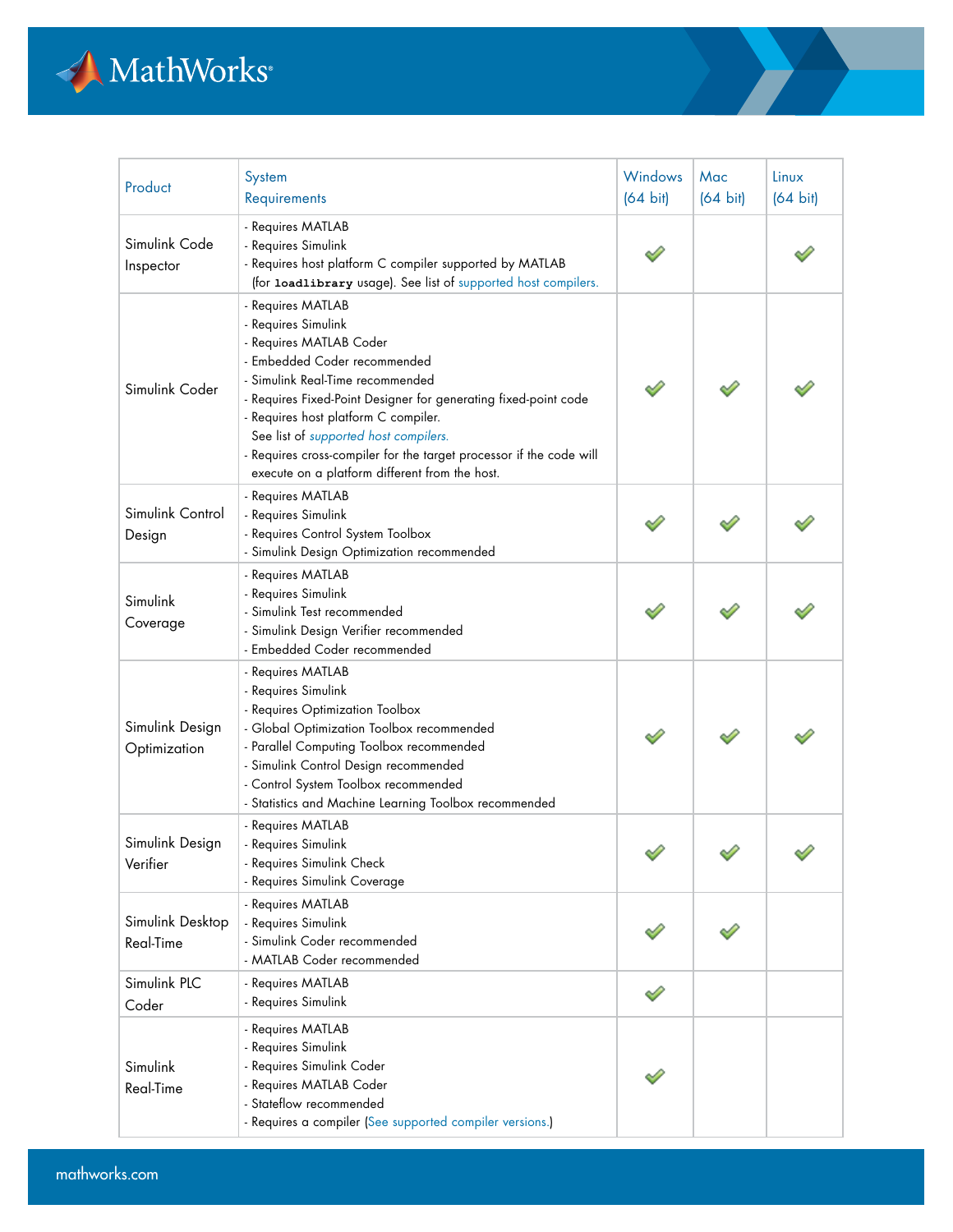| Product | System Requirements | Windows (64 bit) | Mac (64 bit) | Linux (64 bit) |
|---|---|---|---|---|
| Simulink Code Inspector | - Requires MATLAB<br>- Requires Simulink<br>- Requires host platform C compiler supported by MATLAB (for `loadlibrary` usage). See list of supported host compilers. | ✔ | | ✔ |
| Simulink Coder | - Requires MATLAB<br>- Requires Simulink<br>- Requires MATLAB Coder<br>- Embedded Coder recommended<br>- Simulink Real-Time recommended<br>- Requires Fixed-Point Designer for generating fixed-point code<br>- Requires host platform C compiler. See list of *supported host compilers.*<br>- Requires cross-compiler for the target processor if the code will execute on a platform different from the host. | ✔ | ✔ | ✔ |
| Simulink Control Design | - Requires MATLAB<br>- Requires Simulink<br>- Requires Control System Toolbox<br>- Simulink Design Optimization recommended | ✔ | ✔ | ✔ |
| Simulink Coverage | - Requires MATLAB<br>- Requires Simulink<br>- Simulink Test recommended<br>- Simulink Design Verifier recommended<br>- Embedded Coder recommended | ✔ | ✔ | ✔ |
| Simulink Design Optimization | - Requires MATLAB<br>- Requires Simulink<br>- Requires Optimization Toolbox<br>- Global Optimization Toolbox recommended<br>- Parallel Computing Toolbox recommended<br>- Simulink Control Design recommended<br>- Control System Toolbox recommended<br>- Statistics and Machine Learning Toolbox recommended | ✔ | ✔ | ✔ |
| Simulink Design Verifier | - Requires MATLAB<br>- Requires Simulink<br>- Requires Simulink Check<br>- Requires Simulink Coverage | ✔ | ✔ | ✔ |
| Simulink Desktop Real-Time | - Requires MATLAB<br>- Requires Simulink<br>- Simulink Coder recommended<br>- MATLAB Coder recommended | ✔ | ✔ | |
| Simulink PLC Coder | - Requires MATLAB<br>- Requires Simulink | ✔ | | |
| Simulink Real-Time | - Requires MATLAB<br>- Requires Simulink<br>- Requires Simulink Coder<br>- Requires MATLAB Coder<br>- Stateflow recommended<br>- Requires a compiler (See supported compiler versions.) | ✔ | | |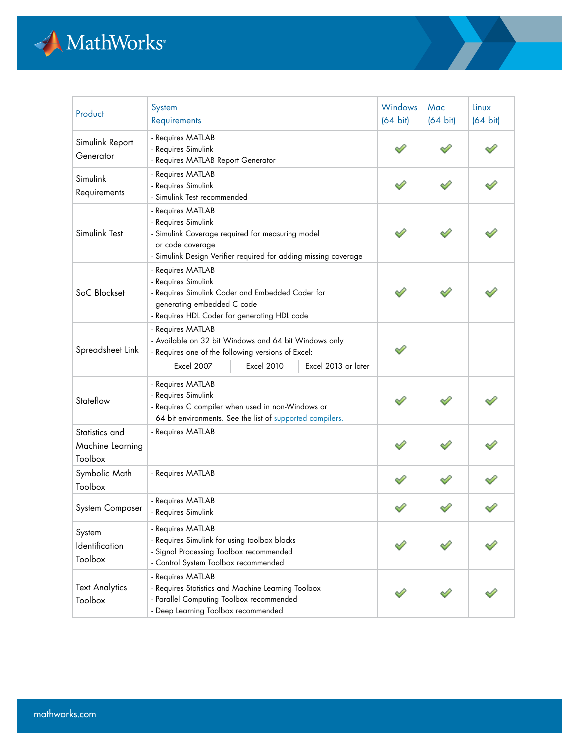| Product | System Requirements | Windows (64 bit) | Mac (64 bit) | Linux (64 bit) |
|---|---|---|---|---|
| Simulink Report Generator | - Requires MATLAB<br>- Requires Simulink<br>- Requires MATLAB Report Generator | ✔ | ✔ | ✔ |
| Simulink Requirements | - Requires MATLAB<br>- Requires Simulink<br>- Simulink Test recommended | ✔ | ✔ | ✔ |
| Simulink Test | - Requires MATLAB<br>- Requires Simulink<br>- Simulink Coverage required for measuring model or code coverage<br>- Simulink Design Verifier required for adding missing coverage | ✔ | ✔ | ✔ |
| SoC Blockset | - Requires MATLAB<br>- Requires Simulink<br>- Requires Simulink Coder and Embedded Coder for generating embedded C code<br>- Requires HDL Coder for generating HDL code | ✔ | ✔ | ✔ |
| Spreadsheet Link | - Requires MATLAB<br>- Available on 32 bit Windows and 64 bit Windows only<br>- Requires one of the following versions of Excel:<br>Excel 2007 \| Excel 2010 \| Excel 2013 or later | ✔ | | |
| Stateflow | - Requires MATLAB<br>- Requires Simulink<br>- Requires C compiler when used in non-Windows or 64 bit environments. See the list of supported compilers. | ✔ | ✔ | ✔ |
| Statistics and Machine Learning Toolbox | - Requires MATLAB | ✔ | ✔ | ✔ |
| Symbolic Math Toolbox | - Requires MATLAB | ✔ | ✔ | ✔ |
| System Composer | - Requires MATLAB<br>- Requires Simulink | ✔ | ✔ | ✔ |
| System Identification Toolbox | - Requires MATLAB<br>- Requires Simulink for using toolbox blocks<br>- Signal Processing Toolbox recommended<br>- Control System Toolbox recommended | ✔ | ✔ | ✔ |
| Text Analytics Toolbox | - Requires MATLAB<br>- Requires Statistics and Machine Learning Toolbox<br>- Parallel Computing Toolbox recommended<br>- Deep Learning Toolbox recommended | ✔ | ✔ | ✔ |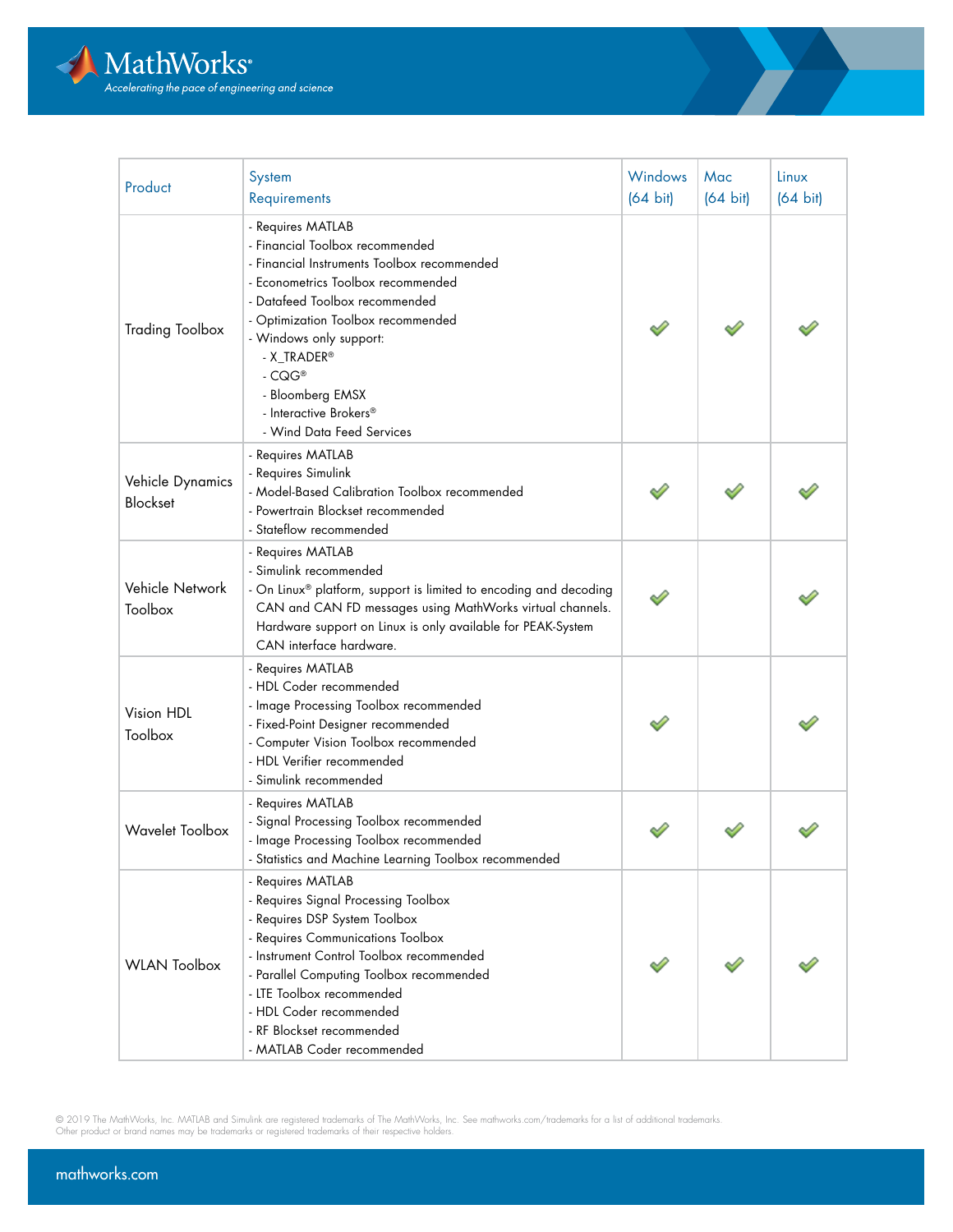| Product | System Requirements | Windows (64 bit) | Mac (64 bit) | Linux (64 bit) |
| --- | --- | --- | --- | --- |
| Trading Toolbox | - Requires MATLAB<br>- Financial Toolbox recommended<br>- Financial Instruments Toolbox recommended<br>- Econometrics Toolbox recommended<br>- Datafeed Toolbox recommended<br>- Optimization Toolbox recommended<br>- Windows only support:<br>  - X_TRADER®<br>  - CQG®<br>  - Bloomberg EMSX<br>  - Interactive Brokers®<br>  - Wind Data Feed Services | ✓ | ✓ | ✓ |
| Vehicle Dynamics Blockset | - Requires MATLAB<br>- Requires Simulink<br>- Model-Based Calibration Toolbox recommended<br>- Powertrain Blockset recommended<br>- Stateflow recommended | ✓ | ✓ | ✓ |
| Vehicle Network Toolbox | - Requires MATLAB<br>- Simulink recommended<br>- On Linux® platform, support is limited to encoding and decoding CAN and CAN FD messages using MathWorks virtual channels. Hardware support on Linux is only available for PEAK-System CAN interface hardware. | ✓ | | ✓ |
| Vision HDL Toolbox | - Requires MATLAB<br>- HDL Coder recommended<br>- Image Processing Toolbox recommended<br>- Fixed-Point Designer recommended<br>- Computer Vision Toolbox recommended<br>- HDL Verifier recommended<br>- Simulink recommended | ✓ | | ✓ |
| Wavelet Toolbox | - Requires MATLAB<br>- Signal Processing Toolbox recommended<br>- Image Processing Toolbox recommended<br>- Statistics and Machine Learning Toolbox recommended | ✓ | ✓ | ✓ |
| WLAN Toolbox | - Requires MATLAB<br>- Requires Signal Processing Toolbox<br>- Requires DSP System Toolbox<br>- Requires Communications Toolbox<br>- Instrument Control Toolbox recommended<br>- Parallel Computing Toolbox recommended<br>- LTE Toolbox recommended<br>- HDL Coder recommended<br>- RF Blockset recommended<br>- MATLAB Coder recommended | ✓ | ✓ | ✓ |

© 2019 The MathWorks, Inc. MATLAB and Simulink are registered trademarks of The MathWorks, Inc. See mathworks.com/trademarks for a list of additional trademarks. Other product or brand names may be trademarks or registered trademarks of their respective holders.